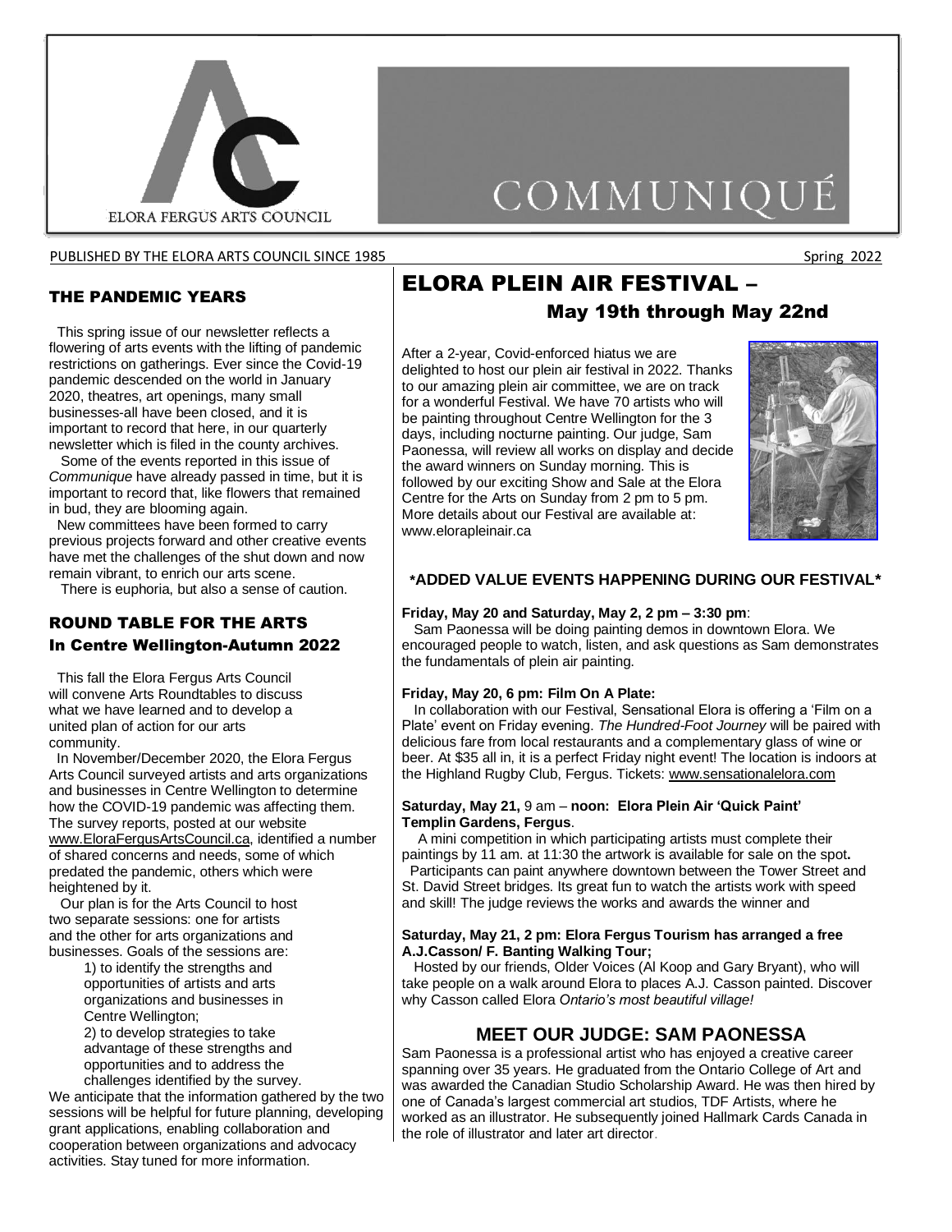ELORA FERGUS ARTS COUNCIL

# COMMUNIQUÉ

PUBLISHED BY THE ELORA ARTS COUNCIL SINCE 1985 Spring 2022

## THE PANDEMIC YEARS

This spring issue of our newsletter reflects a flowering of arts events with the lifting of pandemic restrictions on gatherings. Ever since the Covid-19 pandemic descended on the world in January 2020, theatres, art openings, many small businesses-all have been closed, and it is important to record that here, in our quarterly newsletter which is filed in the county archives.

Some of the events reported in this issue of *Communique* have already passed in time, but it is important to record that, like flowers that remained in bud, they are blooming again.

New committees have been formed to carry previous projects forward and other creative events have met the challenges of the shut down and now remain vibrant, to enrich our arts scene.

There is euphoria, but also a sense of caution.

## ROUND TABLE FOR THE ARTS In Centre Wellington-Autumn 2022

This fall the Elora Fergus Arts Council will convene Arts Roundtables to discuss what we have learned and to develop a united plan of action for our arts community.

In November/December 2020, the Elora Fergus Arts Council surveyed artists and arts organizations and businesses in Centre Wellington to determine how the COVID-19 pandemic was affecting them. The survey reports, posted at our website www.EloraFergusArtsCouncil.ca, identified a number of shared concerns and needs, some of which predated the pandemic, others which were heightened by it.

Our plan is for the Arts Council to host two separate sessions: one for artists and the other for arts organizations and businesses. Goals of the sessions are:

1) to identify the strengths and opportunities of artists and arts organizations and businesses in Centre Wellington;
2) to develop strategies to take advantage of these strengths and opportunities and to address the challenges identified by the survey.

We anticipate that the information gathered by the two sessions will be helpful for future planning, developing grant applications, enabling collaboration and cooperation between organizations and advocacy activities. Stay tuned for more information.

## ELORA PLEIN AIR FESTIVAL – May 19th through May 22nd

After a 2-year, Covid-enforced hiatus we are delighted to host our plein air festival in 2022. Thanks to our amazing plein air committee, we are on track for a wonderful Festival. We have 70 artists who will be painting throughout Centre Wellington for the 3 days, including nocturne painting. Our judge, Sam Paonessa, will review all works on display and decide the award winners on Sunday morning. This is followed by our exciting Show and Sale at the Elora Centre for the Arts on Sunday from 2 pm to 5 pm. More details about our Festival are available at: www.elorapleinair.ca

### *ADDED VALUE EVENTS HAPPENING DURING OUR FESTIVAL*

**Friday, May 20 and Saturday, May 2, 2 pm – 3:30 pm**:

Sam Paonessa will be doing painting demos in downtown Elora. We encouraged people to watch, listen, and ask questions as Sam demonstrates the fundamentals of plein air painting.

**Friday, May 20, 6 pm: Film On A Plate:**

In collaboration with our Festival, Sensational Elora is offering a 'Film on a Plate' event on Friday evening. *The Hundred-Foot Journey* will be paired with delicious fare from local restaurants and a complementary glass of wine or beer. At $35 all in, it is a perfect Friday night event! The location is indoors at the Highland Rugby Club, Fergus. Tickets: www.sensationalelora.com

**Saturday, May 21,** 9 am – **noon: Elora Plein Air 'Quick Paint' Templin Gardens, Fergus**.

A mini competition in which participating artists must complete their paintings by 11 am. at 11:30 the artwork is available for sale on the spot**.** Participants can paint anywhere downtown between the Tower Street and St. David Street bridges. Its great fun to watch the artists work with speed and skill! The judge reviews the works and awards the winner and

**Saturday, May 21, 2 pm: Elora Fergus Tourism has arranged a free A.J.Casson/ F. Banting Walking Tour;**

Hosted by our friends, Older Voices (Al Koop and Gary Bryant), who will take people on a walk around Elora to places A.J. Casson painted. Discover why Casson called Elora *Ontario's most beautiful village!*

### MEET OUR JUDGE: SAM PAONESSA

Sam Paonessa is a professional artist who has enjoyed a creative career spanning over 35 years. He graduated from the Ontario College of Art and was awarded the Canadian Studio Scholarship Award. He was then hired by one of Canada's largest commercial art studios, TDF Artists, where he worked as an illustrator. He subsequently joined Hallmark Cards Canada in the role of illustrator and later art director.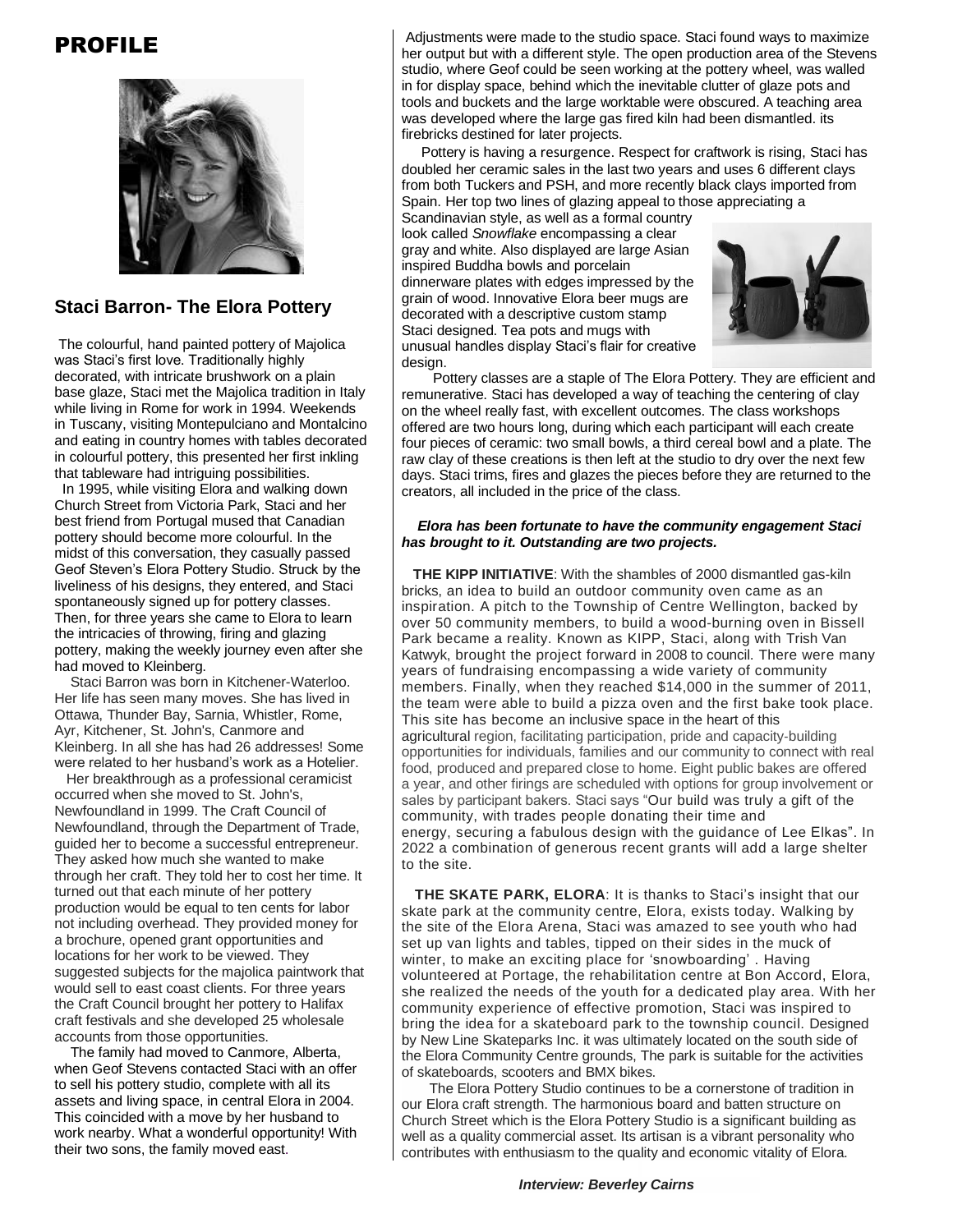# PROFILE

## Staci Barron- The Elora Pottery

The colourful, hand painted pottery of Majolica was Staci's first love. Traditionally highly decorated, with intricate brushwork on a plain base glaze, Staci met the Majolica tradition in Italy while living in Rome for work in 1994. Weekends in Tuscany, visiting Montepulciano and Montalcino and eating in country homes with tables decorated in colourful pottery, this presented her first inkling that tableware had intriguing possibilities.

In 1995, while visiting Elora and walking down Church Street from Victoria Park, Staci and her best friend from Portugal mused that Canadian pottery should become more colourful. In the midst of this conversation, they casually passed Geof Steven's Elora Pottery Studio. Struck by the liveliness of his designs, they entered, and Staci spontaneously signed up for pottery classes. Then, for three years she came to Elora to learn the intricacies of throwing, firing and glazing pottery, making the weekly journey even after she had moved to Kleinberg.

Staci Barron was born in Kitchener-Waterloo. Her life has seen many moves. She has lived in Ottawa, Thunder Bay, Sarnia, Whistler, Rome, Ayr, Kitchener, St. John's, Canmore and Kleinberg. In all she has had 26 addresses! Some were related to her husband's work as a Hotelier.

Her breakthrough as a professional ceramicist occurred when she moved to St. John's, Newfoundland in 1999. The Craft Council of Newfoundland, through the Department of Trade, guided her to become a successful entrepreneur. They asked how much she wanted to make through her craft. They told her to cost her time. It turned out that each minute of her pottery production would be equal to ten cents for labor not including overhead. They provided money for a brochure, opened grant opportunities and locations for her work to be viewed. They suggested subjects for the majolica paintwork that would sell to east coast clients. For three years the Craft Council brought her pottery to Halifax craft festivals and she developed 25 wholesale accounts from those opportunities.

The family had moved to Canmore, Alberta, when Geof Stevens contacted Staci with an offer to sell his pottery studio, complete with all its assets and living space, in central Elora in 2004. This coincided with a move by her husband to work nearby. What a wonderful opportunity! With their two sons, the family moved east.

Adjustments were made to the studio space. Staci found ways to maximize her output but with a different style. The open production area of the Stevens studio, where Geof could be seen working at the pottery wheel, was walled in for display space, behind which the inevitable clutter of glaze pots and tools and buckets and the large worktable were obscured. A teaching area was developed where the large gas fired kiln had been dismantled. its firebricks destined for later projects.

Pottery is having a resurgence. Respect for craftwork is rising, Staci has doubled her ceramic sales in the last two years and uses 6 different clays from both Tuckers and PSH, and more recently black clays imported from Spain. Her top two lines of glazing appeal to those appreciating a Scandinavian style, as well as a formal country look called *Snowflake* encompassing a clear gray and white. Also displayed are large Asian inspired Buddha bowls and porcelain dinnerware plates with edges impressed by the grain of wood. Innovative Elora beer mugs are decorated with a descriptive custom stamp Staci designed. Tea pots and mugs with unusual handles display Staci's flair for creative design.

Pottery classes are a staple of The Elora Pottery. They are efficient and remunerative. Staci has developed a way of teaching the centering of clay on the wheel really fast, with excellent outcomes. The class workshops offered are two hours long, during which each participant will each create four pieces of ceramic: two small bowls, a third cereal bowl and a plate. The raw clay of these creations is then left at the studio to dry over the next few days. Staci trims, fires and glazes the pieces before they are returned to the creators, all included in the price of the class.

***Elora has been fortunate to have the community engagement Staci has brought to it. Outstanding are two projects.***

**THE KIPP INITIATIVE**: With the shambles of 2000 dismantled gas-kiln bricks, an idea to build an outdoor community oven came as an inspiration. A pitch to the Township of Centre Wellington, backed by over 50 community members, to build a wood-burning oven in Bissell Park became a reality. Known as KIPP, Staci, along with Trish Van Katwyk, brought the project forward in 2008 to council. There were many years of fundraising encompassing a wide variety of community members. Finally, when they reached $14,000 in the summer of 2011, the team were able to build a pizza oven and the first bake took place. This site has become an inclusive space in the heart of this agricultural region, facilitating participation, pride and capacity-building opportunities for individuals, families and our community to connect with real food, produced and prepared close to home. Eight public bakes are offered a year, and other firings are scheduled with options for group involvement or sales by participant bakers. Staci says "Our build was truly a gift of the community, with trades people donating their time and energy, securing a fabulous design with the guidance of Lee Elkas". In 2022 a combination of generous recent grants will add a large shelter to the site.

**THE SKATE PARK, ELORA**: It is thanks to Staci's insight that our skate park at the community centre, Elora, exists today. Walking by the site of the Elora Arena, Staci was amazed to see youth who had set up van lights and tables, tipped on their sides in the muck of winter, to make an exciting place for 'snowboarding' . Having volunteered at Portage, the rehabilitation centre at Bon Accord, Elora, she realized the needs of the youth for a dedicated play area. With her community experience of effective promotion, Staci was inspired to bring the idea for a skateboard park to the township council. Designed by New Line Skateparks Inc. it was ultimately located on the south side of the Elora Community Centre grounds, The park is suitable for the activities of skateboards, scooters and BMX bikes.

The Elora Pottery Studio continues to be a cornerstone of tradition in our Elora craft strength. The harmonious board and batten structure on Church Street which is the Elora Pottery Studio is a significant building as well as a quality commercial asset. Its artisan is a vibrant personality who contributes with enthusiasm to the quality and economic vitality of Elora.

***Interview: Beverley Cairns***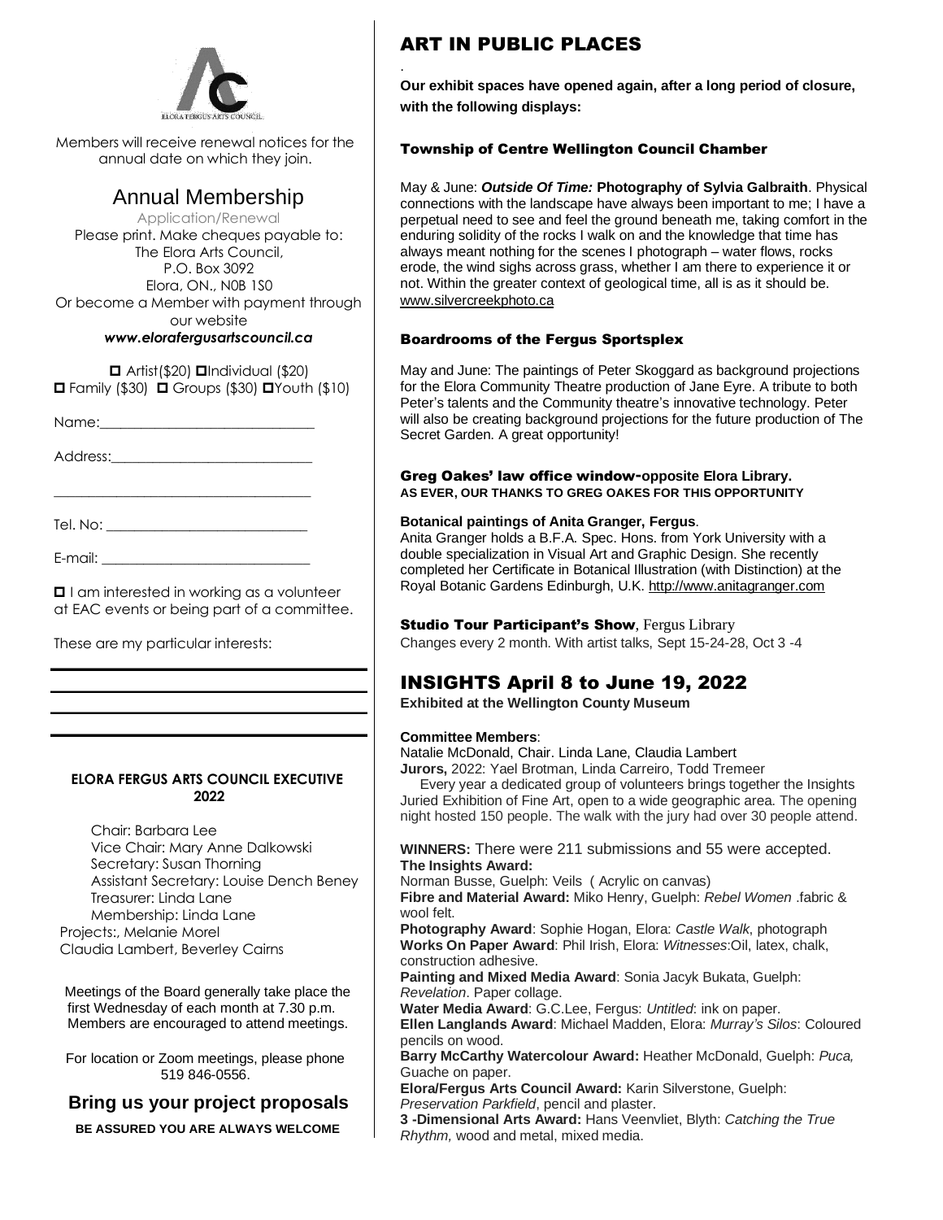Members will receive renewal notices for the annual date on which they join.

## Annual Membership

Application/Renewal

Please print. Make cheques payable to:
The Elora Arts Council,
P.O. Box 3092
Elora, ON., N0B 1S0
Or become a Member with payment through our website
***www.elorafergusartscouncil.ca***

☐ Artist($20) ☐Individual ($20)
☐ Family ($30) ☐ Groups ($30) ☐Youth ($10)

Name:_____________________________

Address:___________________________

___________________________________

Tel. No: ___________________________

E-mail: ____________________________

☐ I am interested in working as a volunteer at EAC events or being part of a committee.

These are my particular interests:

___________________________________

___________________________________

___________________________________

___________________________________

**ELORA FERGUS ARTS COUNCIL EXECUTIVE 2022**

Chair: Barbara Lee
Vice Chair: Mary Anne Dalkowski
Secretary: Susan Thorning
Assistant Secretary: Louise Dench Beney
Treasurer: Linda Lane
Membership: Linda Lane
Projects:, Melanie Morel
Claudia Lambert, Beverley Cairns

Meetings of the Board generally take place the first Wednesday of each month at 7.30 p.m. Members are encouraged to attend meetings.

For location or Zoom meetings, please phone 519 846-0556.

### Bring us your project proposals

**BE ASSURED YOU ARE ALWAYS WELCOME**

# ART IN PUBLIC PLACES

**Our exhibit spaces have opened again, after a long period of closure, with the following displays:**

### Township of Centre Wellington Council Chamber

May & June: ***Outside Of Time:*** **Photography of Sylvia Galbraith**. Physical connections with the landscape have always been important to me; I have a perpetual need to see and feel the ground beneath me, taking comfort in the enduring solidity of the rocks I walk on and the knowledge that time has always meant nothing for the scenes I photograph – water flows, rocks erode, the wind sighs across grass, whether I am there to experience it or not. Within the greater context of geological time, all is as it should be. www.silvercreekphoto.ca

### Boardrooms of the Fergus Sportsplex

May and June: The paintings of Peter Skoggard as background projections for the Elora Community Theatre production of Jane Eyre. A tribute to both Peter's talents and the Community theatre's innovative technology. Peter will also be creating background projections for the future production of The Secret Garden. A great opportunity!

### Greg Oakes' law office window-opposite Elora Library.

**AS EVER, OUR THANKS TO GREG OAKES FOR THIS OPPORTUNITY**

**Botanical paintings of Anita Granger, Fergus**.
Anita Granger holds a B.F.A. Spec. Hons. from York University with a double specialization in Visual Art and Graphic Design. She recently completed her Certificate in Botanical Illustration (with Distinction) at the Royal Botanic Gardens Edinburgh, U.K. http://www.anitagranger.com

**Studio Tour Participant's Show**, Fergus Library
Changes every 2 month. With artist talks, Sept 15-24-28, Oct 3 -4

# INSIGHTS April 8 to June 19, 2022

**Exhibited at the Wellington County Museum**

**Committee Members**:
Natalie McDonald, Chair. Linda Lane, Claudia Lambert
**Jurors,** 2022: Yael Brotman, Linda Carreiro, Todd Tremeer

Every year a dedicated group of volunteers brings together the Insights Juried Exhibition of Fine Art, open to a wide geographic area. The opening night hosted 150 people. The walk with the jury had over 30 people attend.

**WINNERS:** There were 211 submissions and 55 were accepted.

**The Insights Award:**
Norman Busse, Guelph: Veils ( Acrylic on canvas)
**Fibre and Material Award:** Miko Henry, Guelph: *Rebel Women* .fabric & wool felt.
**Photography Award**: Sophie Hogan, Elora: *Castle Walk*, photograph
**Works On Paper Award**: Phil Irish, Elora: *Witnesses*:Oil, latex, chalk, construction adhesive.
**Painting and Mixed Media Award**: Sonia Jacyk Bukata, Guelph: *Revelation*. Paper collage.
**Water Media Award**: G.C.Lee, Fergus: *Untitled*: ink on paper.
**Ellen Langlands Award**: Michael Madden, Elora: *Murray's Silos*: Coloured pencils on wood.
**Barry McCarthy Watercolour Award:** Heather McDonald, Guelph: *Puca,* Guache on paper.
**Elora/Fergus Arts Council Award:** Karin Silverstone, Guelph: *Preservation Parkfield*, pencil and plaster.
**3 -Dimensional Arts Award:** Hans Veenvliet, Blyth: *Catching the True Rhythm,* wood and metal, mixed media.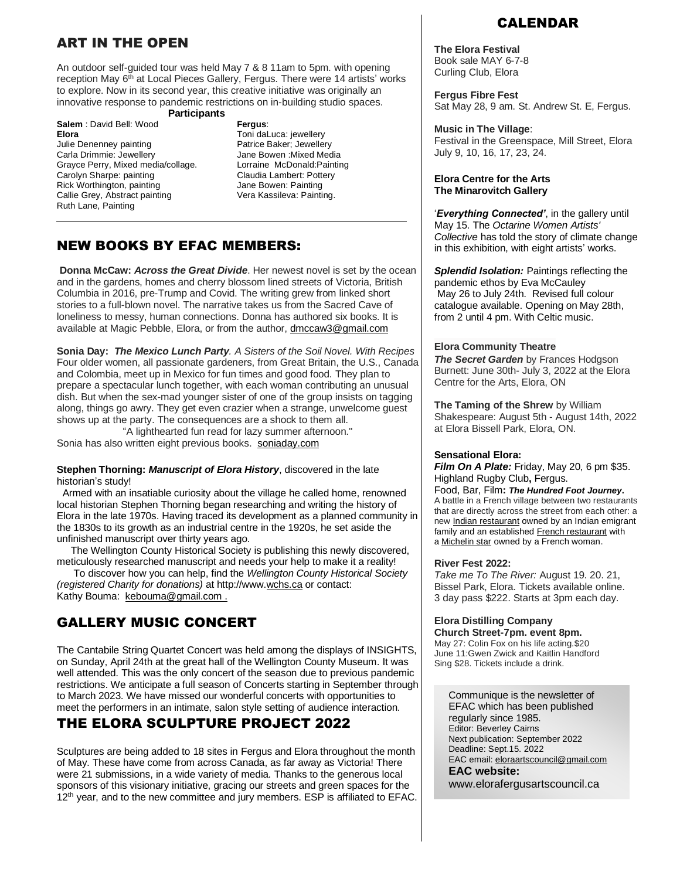## ART IN THE OPEN

An outdoor self-guided tour was held May 7 & 8 11am to 5pm. with opening reception May 6th at Local Pieces Gallery, Fergus. There were 14 artists' works to explore. Now in its second year, this creative initiative was originally an innovative response to pandemic restrictions on in-building studio spaces.

**Participants**

**Salem** : David Bell: Wood
**Elora**
Julie Denenney painting
Carla Drimmie: Jewellery
Grayce Perry, Mixed media/collage.
Carolyn Sharpe: painting
Rick Worthington, painting
Callie Grey, Abstract painting
Ruth Lane, Painting

**Fergus**:
Toni daLuca: jewellery
Patrice Baker; Jewellery
Jane Bowen :Mixed Media
Lorraine McDonald:Painting
Claudia Lambert: Pottery
Jane Bowen: Painting
Vera Kassileva: Painting.

## NEW BOOKS BY EFAC MEMBERS:

**Donna McCaw:** ***Across the Great Divide***. Her newest novel is set by the ocean and in the gardens, homes and cherry blossom lined streets of Victoria, British Columbia in 2016, pre-Trump and Covid. The writing grew from linked short stories to a full-blown novel. The narrative takes us from the Sacred Cave of loneliness to messy, human connections. Donna has authored six books. It is available at Magic Pebble, Elora, or from the author, dmccaw3@gmail.com

**Sonia Day:** ***The Mexico Lunch Party****. A Sisters of the Soil Novel. With Recipes*
Four older women, all passionate gardeners, from Great Britain, the U.S., Canada and Colombia, meet up in Mexico for fun times and good food. They plan to prepare a spectacular lunch together, with each woman contributing an unusual dish. But when the sex-mad younger sister of one of the group insists on tagging along, things go awry. They get even crazier when a strange, unwelcome guest shows up at the party. The consequences are a shock to them all.

"A lighthearted fun read for lazy summer afternoon."

Sonia has also written eight previous books. soniaday.com

**Stephen Thorning:** ***Manuscript of Elora History***, discovered in the late historian's study!

Armed with an insatiable curiosity about the village he called home, renowned local historian Stephen Thorning began researching and writing the history of Elora in the late 1970s. Having traced its development as a planned community in the 1830s to its growth as an industrial centre in the 1920s, he set aside the unfinished manuscript over thirty years ago.

The Wellington County Historical Society is publishing this newly discovered, meticulously researched manuscript and needs your help to make it a reality!

To discover how you can help, find the *Wellington County Historical Society (registered Charity for donations)* at http://www.wchs.ca or contact: Kathy Bouma: kebouma@gmail.com .

## GALLERY MUSIC CONCERT

The Cantabile String Quartet Concert was held among the displays of INSIGHTS, on Sunday, April 24th at the great hall of the Wellington County Museum. It was well attended. This was the only concert of the season due to previous pandemic restrictions. We anticipate a full season of Concerts starting in September through to March 2023. We have missed our wonderful concerts with opportunities to meet the performers in an intimate, salon style setting of audience interaction.

## THE ELORA SCULPTURE PROJECT 2022

Sculptures are being added to 18 sites in Fergus and Elora throughout the month of May. These have come from across Canada, as far away as Victoria! There were 21 submissions, in a wide variety of media. Thanks to the generous local sponsors of this visionary initiative, gracing our streets and green spaces for the 12th year, and to the new committee and jury members. ESP is affiliated to EFAC.

## CALENDAR

**The Elora Festival**
Book sale MAY 6-7-8
Curling Club, Elora

**Fergus Fibre Fest**
Sat May 28, 9 am. St. Andrew St. E, Fergus.

**Music in The Village**:
Festival in the Greenspace, Mill Street, Elora
July 9, 10, 16, 17, 23, 24.

**Elora Centre for the Arts**
**The Minarovitch Gallery**

'***Everything Connected'***, in the gallery until May 15. The *Octarine Women Artists' Collective* has told the story of climate change in this exhibition, with eight artists' works.

***Splendid Isolation:*** Paintings reflecting the pandemic ethos by Eva McCauley
May 26 to July 24th. Revised full colour catalogue available. Opening on May 28th, from 2 until 4 pm. With Celtic music.

**Elora Community Theatre**
***The Secret Garden*** by Frances Hodgson Burnett: June 30th- July 3, 2022 at the Elora Centre for the Arts, Elora, ON

**The Taming of the Shrew** by William Shakespeare: August 5th - August 14th, 2022 at Elora Bissell Park, Elora, ON.

**Sensational Elora:**
***Film On A Plate:*** Friday, May 20, 6 pm $35. Highland Rugby Club**,** Fergus.
Food, Bar, Film**:** ***The Hundred Foot Journey***.
A battle in a French village between two restaurants that are directly across the street from each other: a new Indian restaurant owned by an Indian emigrant family and an established French restaurant with a Michelin star owned by a French woman.

**River Fest 2022:**
*Take me To The River:* August 19. 20. 21, Bissel Park, Elora. Tickets available online. 3 day pass $222. Starts at 3pm each day.

**Elora Distilling Company**
**Church Street-7pm. event 8pm.**
May 27: Colin Fox on his life acting.$20
June 11:Gwen Zwick and Kaitlin Handford Sing $28. Tickets include a drink.

Communique is the newsletter of EFAC which has been published regularly since 1985.
Editor: Beverley Cairns
Next publication: September 2022
Deadline: Sept.15. 2022
EAC email: eloraartscouncil@gmail.com
**EAC website:**
www.elorafergusartscouncil.ca